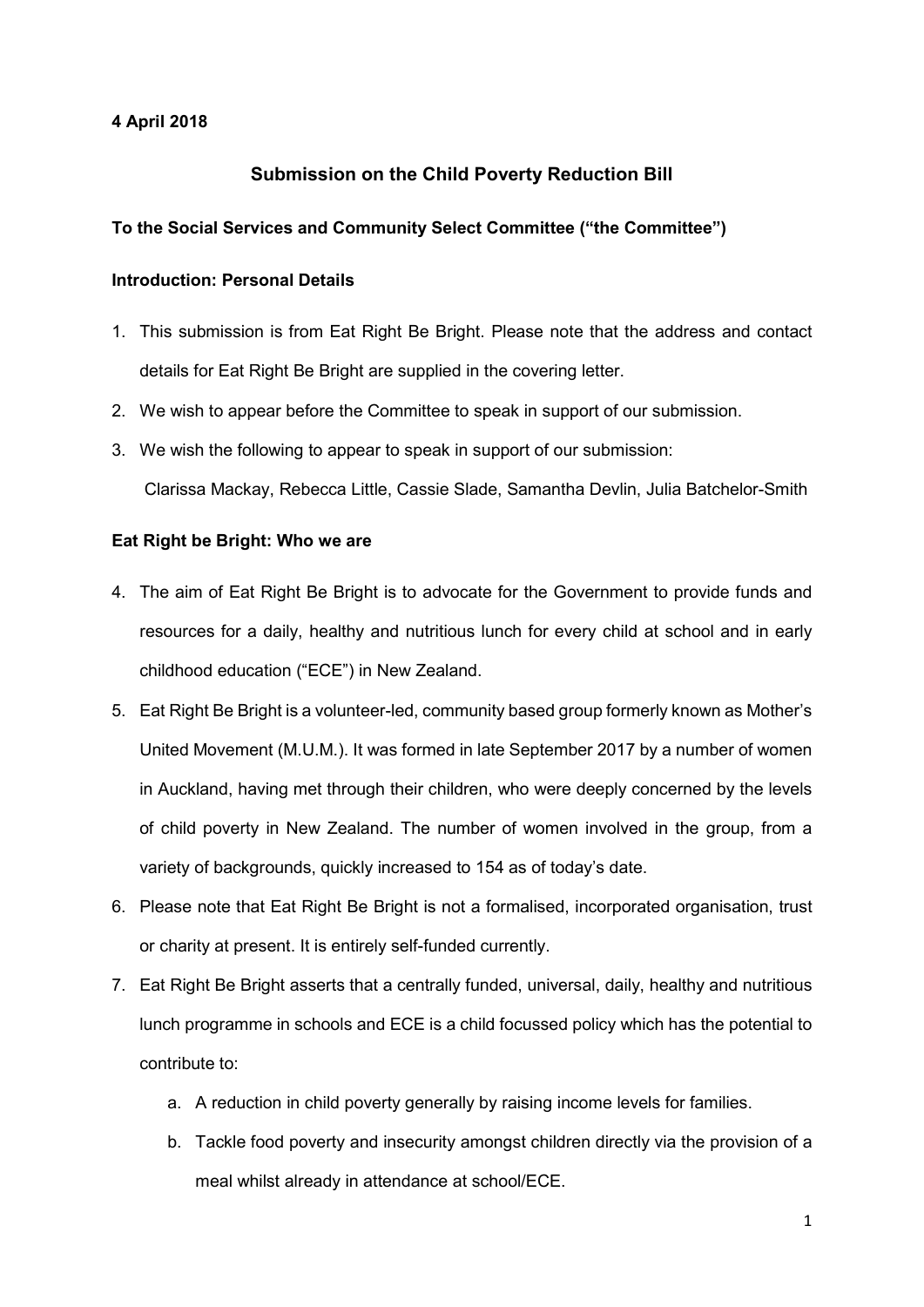**4 April 2018**

## Submission on the Child Poverty Reduction Bill

**To the Social Services and Community Select Committee ("the Committee")**

**Introduction: Personal Details**

1. This submission is from Eat Right Be Bright. Please note that the address and contact details for Eat Right Be Bright are supplied in the covering letter.
2. We wish to appear before the Committee to speak in support of our submission.
3. We wish the following to appear to speak in support of our submission:
   Clarissa Mackay, Rebecca Little, Cassie Slade, Samantha Devlin, Julia Batchelor-Smith

**Eat Right be Bright: Who we are**

4. The aim of Eat Right Be Bright is to advocate for the Government to provide funds and resources for a daily, healthy and nutritious lunch for every child at school and in early childhood education ("ECE") in New Zealand.
5. Eat Right Be Bright is a volunteer-led, community based group formerly known as Mother's United Movement (M.U.M.). It was formed in late September 2017 by a number of women in Auckland, having met through their children, who were deeply concerned by the levels of child poverty in New Zealand. The number of women involved in the group, from a variety of backgrounds, quickly increased to 154 as of today's date.
6. Please note that Eat Right Be Bright is not a formalised, incorporated organisation, trust or charity at present. It is entirely self-funded currently.
7. Eat Right Be Bright asserts that a centrally funded, universal, daily, healthy and nutritious lunch programme in schools and ECE is a child focussed policy which has the potential to contribute to:
   a. A reduction in child poverty generally by raising income levels for families.
   b. Tackle food poverty and insecurity amongst children directly via the provision of a meal whilst already in attendance at school/ECE.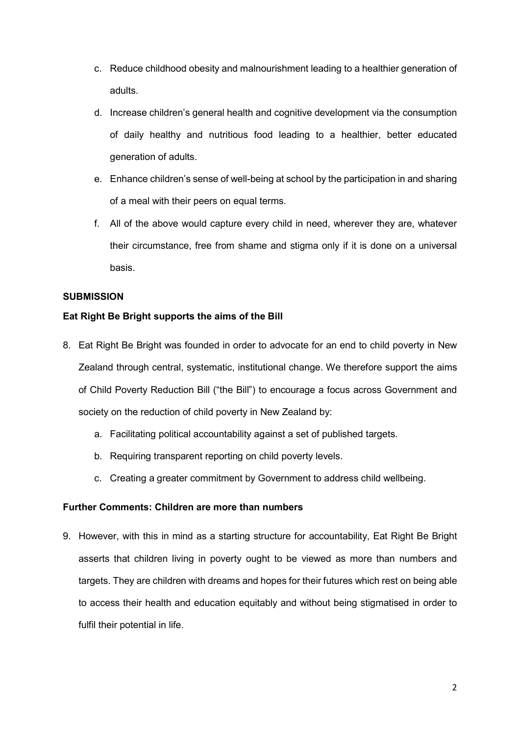c. Reduce childhood obesity and malnourishment leading to a healthier generation of adults.

d. Increase children's general health and cognitive development via the consumption of daily healthy and nutritious food leading to a healthier, better educated generation of adults.

e. Enhance children's sense of well-being at school by the participation in and sharing of a meal with their peers on equal terms.

f. All of the above would capture every child in need, wherever they are, whatever their circumstance, free from shame and stigma only if it is done on a universal basis.

**SUBMISSION**

**Eat Right Be Bright supports the aims of the Bill**

8. Eat Right Be Bright was founded in order to advocate for an end to child poverty in New Zealand through central, systematic, institutional change. We therefore support the aims of Child Poverty Reduction Bill ("the Bill") to encourage a focus across Government and society on the reduction of child poverty in New Zealand by:

    a. Facilitating political accountability against a set of published targets.

    b. Requiring transparent reporting on child poverty levels.

    c. Creating a greater commitment by Government to address child wellbeing.

**Further Comments: Children are more than numbers**

9. However, with this in mind as a starting structure for accountability, Eat Right Be Bright asserts that children living in poverty ought to be viewed as more than numbers and targets. They are children with dreams and hopes for their futures which rest on being able to access their health and education equitably and without being stigmatised in order to fulfil their potential in life.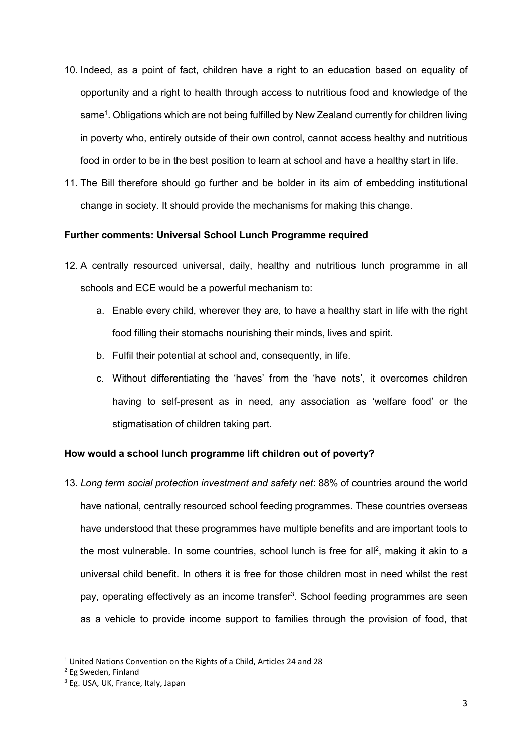10. Indeed, as a point of fact, children have a right to an education based on equality of opportunity and a right to health through access to nutritious food and knowledge of the same[1]. Obligations which are not being fulfilled by New Zealand currently for children living in poverty who, entirely outside of their own control, cannot access healthy and nutritious food in order to be in the best position to learn at school and have a healthy start in life.
11. The Bill therefore should go further and be bolder in its aim of embedding institutional change in society. It should provide the mechanisms for making this change.

**Further comments: Universal School Lunch Programme required**

12. A centrally resourced universal, daily, healthy and nutritious lunch programme in all schools and ECE would be a powerful mechanism to:
    a. Enable every child, wherever they are, to have a healthy start in life with the right food filling their stomachs nourishing their minds, lives and spirit.
    b. Fulfil their potential at school and, consequently, in life.
    c. Without differentiating the 'haves' from the 'have nots', it overcomes children having to self-present as in need, any association as 'welfare food' or the stigmatisation of children taking part.

**How would a school lunch programme lift children out of poverty?**

13. *Long term social protection investment and safety net*: 88% of countries around the world have national, centrally resourced school feeding programmes. These countries overseas have understood that these programmes have multiple benefits and are important tools to the most vulnerable. In some countries, school lunch is free for all[2], making it akin to a universal child benefit. In others it is free for those children most in need whilst the rest pay, operating effectively as an income transfer[3]. School feeding programmes are seen as a vehicle to provide income support to families through the provision of food, that

[1] United Nations Convention on the Rights of a Child, Articles 24 and 28

[2] Eg Sweden, Finland

[3] Eg. USA, UK, France, Italy, Japan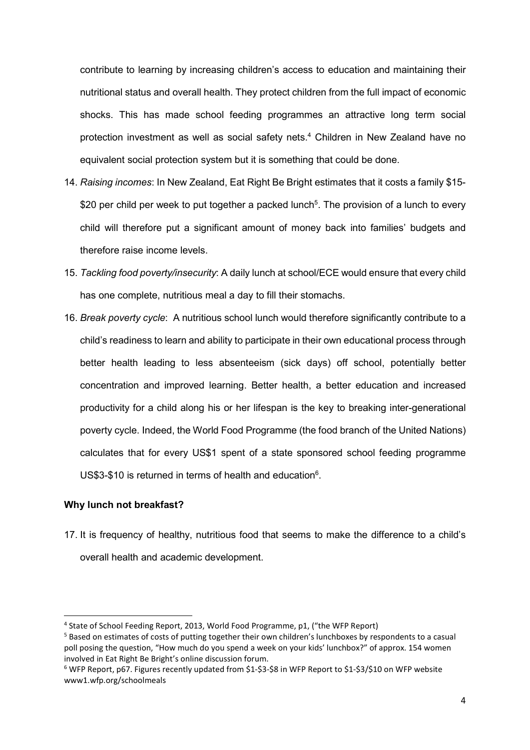contribute to learning by increasing children's access to education and maintaining their nutritional status and overall health. They protect children from the full impact of economic shocks. This has made school feeding programmes an attractive long term social protection investment as well as social safety nets.[4] Children in New Zealand have no equivalent social protection system but it is something that could be done.

14. *Raising incomes*: In New Zealand, Eat Right Be Bright estimates that it costs a family $15-$20 per child per week to put together a packed lunch[5]. The provision of a lunch to every child will therefore put a significant amount of money back into families' budgets and therefore raise income levels.

15. *Tackling food poverty/insecurity*: A daily lunch at school/ECE would ensure that every child has one complete, nutritious meal a day to fill their stomachs.

16. *Break poverty cycle*: A nutritious school lunch would therefore significantly contribute to a child's readiness to learn and ability to participate in their own educational process through better health leading to less absenteeism (sick days) off school, potentially better concentration and improved learning. Better health, a better education and increased productivity for a child along his or her lifespan is the key to breaking inter-generational poverty cycle. Indeed, the World Food Programme (the food branch of the United Nations) calculates that for every US$1 spent of a state sponsored school feeding programme US$3-$10 is returned in terms of health and education[6].

**Why lunch not breakfast?**

17. It is frequency of healthy, nutritious food that seems to make the difference to a child's overall health and academic development.

---

[4] State of School Feeding Report, 2013, World Food Programme, p1, ("the WFP Report)

[5] Based on estimates of costs of putting together their own children's lunchboxes by respondents to a casual poll posing the question, "How much do you spend a week on your kids' lunchbox?" of approx. 154 women involved in Eat Right Be Bright's online discussion forum.

[6] WFP Report, p67. Figures recently updated from $1-$3-$8 in WFP Report to $1-$3/$10 on WFP website www1.wfp.org/schoolmeals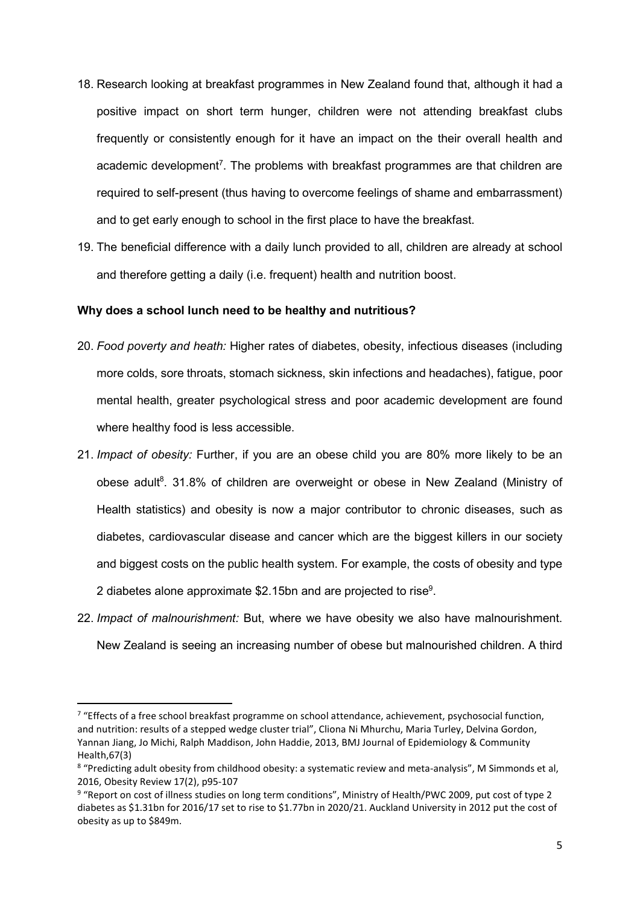18. Research looking at breakfast programmes in New Zealand found that, although it had a positive impact on short term hunger, children were not attending breakfast clubs frequently or consistently enough for it have an impact on the their overall health and academic development[7]. The problems with breakfast programmes are that children are required to self-present (thus having to overcome feelings of shame and embarrassment) and to get early enough to school in the first place to have the breakfast.

19. The beneficial difference with a daily lunch provided to all, children are already at school and therefore getting a daily (i.e. frequent) health and nutrition boost.

**Why does a school lunch need to be healthy and nutritious?**

20. *Food poverty and heath:* Higher rates of diabetes, obesity, infectious diseases (including more colds, sore throats, stomach sickness, skin infections and headaches), fatigue, poor mental health, greater psychological stress and poor academic development are found where healthy food is less accessible.

21. *Impact of obesity:* Further, if you are an obese child you are 80% more likely to be an obese adult[8]. 31.8% of children are overweight or obese in New Zealand (Ministry of Health statistics) and obesity is now a major contributor to chronic diseases, such as diabetes, cardiovascular disease and cancer which are the biggest killers in our society and biggest costs on the public health system. For example, the costs of obesity and type 2 diabetes alone approximate $2.15bn and are projected to rise[9].

22. *Impact of malnourishment:* But, where we have obesity we also have malnourishment. New Zealand is seeing an increasing number of obese but malnourished children. A third

---

[7] "Effects of a free school breakfast programme on school attendance, achievement, psychosocial function, and nutrition: results of a stepped wedge cluster trial", Cliona Ni Mhurchu, Maria Turley, Delvina Gordon, Yannan Jiang, Jo Michi, Ralph Maddison, John Haddie, 2013, BMJ Journal of Epidemiology & Community Health,67(3)

[8] "Predicting adult obesity from childhood obesity: a systematic review and meta-analysis", M Simmonds et al, 2016, Obesity Review 17(2), p95-107

[9] "Report on cost of illness studies on long term conditions", Ministry of Health/PWC 2009, put cost of type 2 diabetes as $1.31bn for 2016/17 set to rise to $1.77bn in 2020/21. Auckland University in 2012 put the cost of obesity as up to $849m.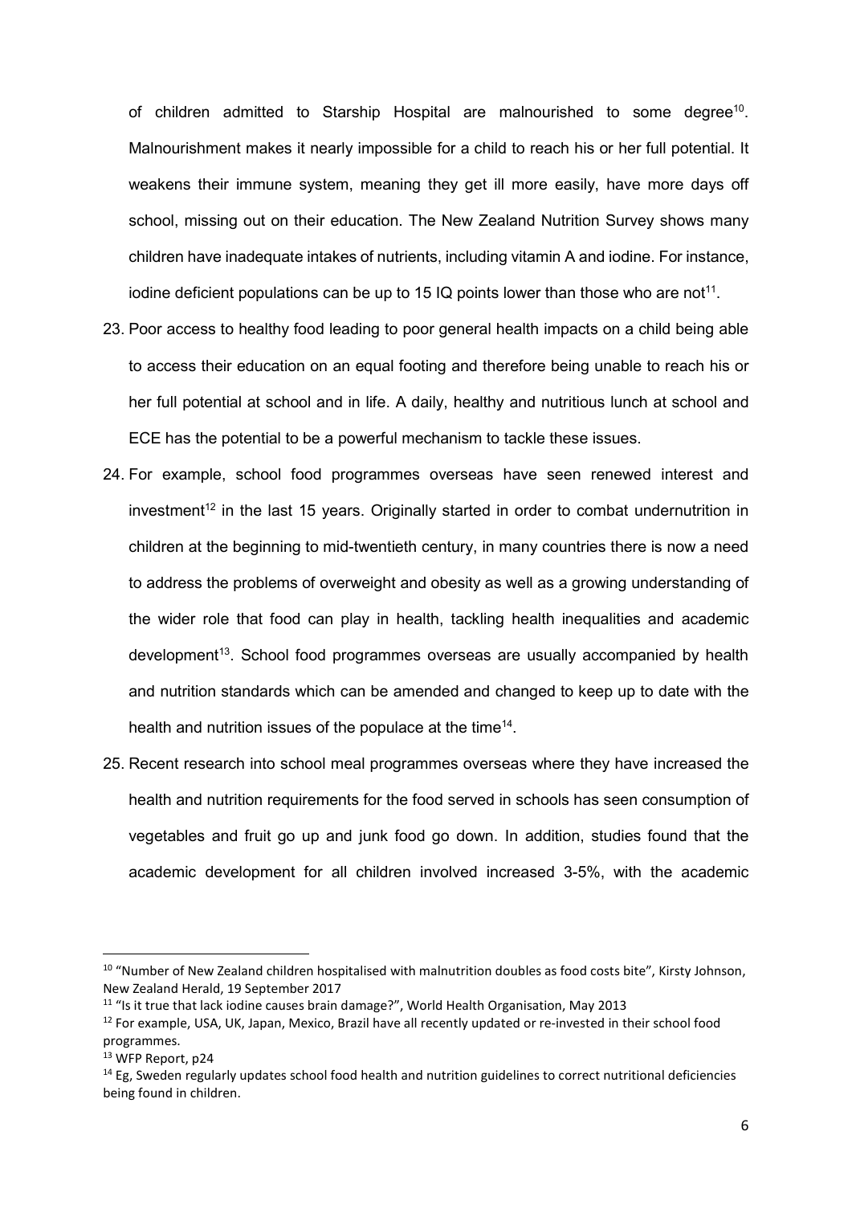of children admitted to Starship Hospital are malnourished to some degree[10]. Malnourishment makes it nearly impossible for a child to reach his or her full potential. It weakens their immune system, meaning they get ill more easily, have more days off school, missing out on their education. The New Zealand Nutrition Survey shows many children have inadequate intakes of nutrients, including vitamin A and iodine. For instance, iodine deficient populations can be up to 15 IQ points lower than those who are not[11].

23. Poor access to healthy food leading to poor general health impacts on a child being able to access their education on an equal footing and therefore being unable to reach his or her full potential at school and in life. A daily, healthy and nutritious lunch at school and ECE has the potential to be a powerful mechanism to tackle these issues.

24. For example, school food programmes overseas have seen renewed interest and investment[12] in the last 15 years. Originally started in order to combat undernutrition in children at the beginning to mid-twentieth century, in many countries there is now a need to address the problems of overweight and obesity as well as a growing understanding of the wider role that food can play in health, tackling health inequalities and academic development[13]. School food programmes overseas are usually accompanied by health and nutrition standards which can be amended and changed to keep up to date with the health and nutrition issues of the populace at the time[14].

25. Recent research into school meal programmes overseas where they have increased the health and nutrition requirements for the food served in schools has seen consumption of vegetables and fruit go up and junk food go down. In addition, studies found that the academic development for all children involved increased 3-5%, with the academic

---

[10] "Number of New Zealand children hospitalised with malnutrition doubles as food costs bite", Kirsty Johnson, New Zealand Herald, 19 September 2017

[11] "Is it true that lack iodine causes brain damage?", World Health Organisation, May 2013

[12] For example, USA, UK, Japan, Mexico, Brazil have all recently updated or re-invested in their school food programmes.

[13] WFP Report, p24

[14] Eg, Sweden regularly updates school food health and nutrition guidelines to correct nutritional deficiencies being found in children.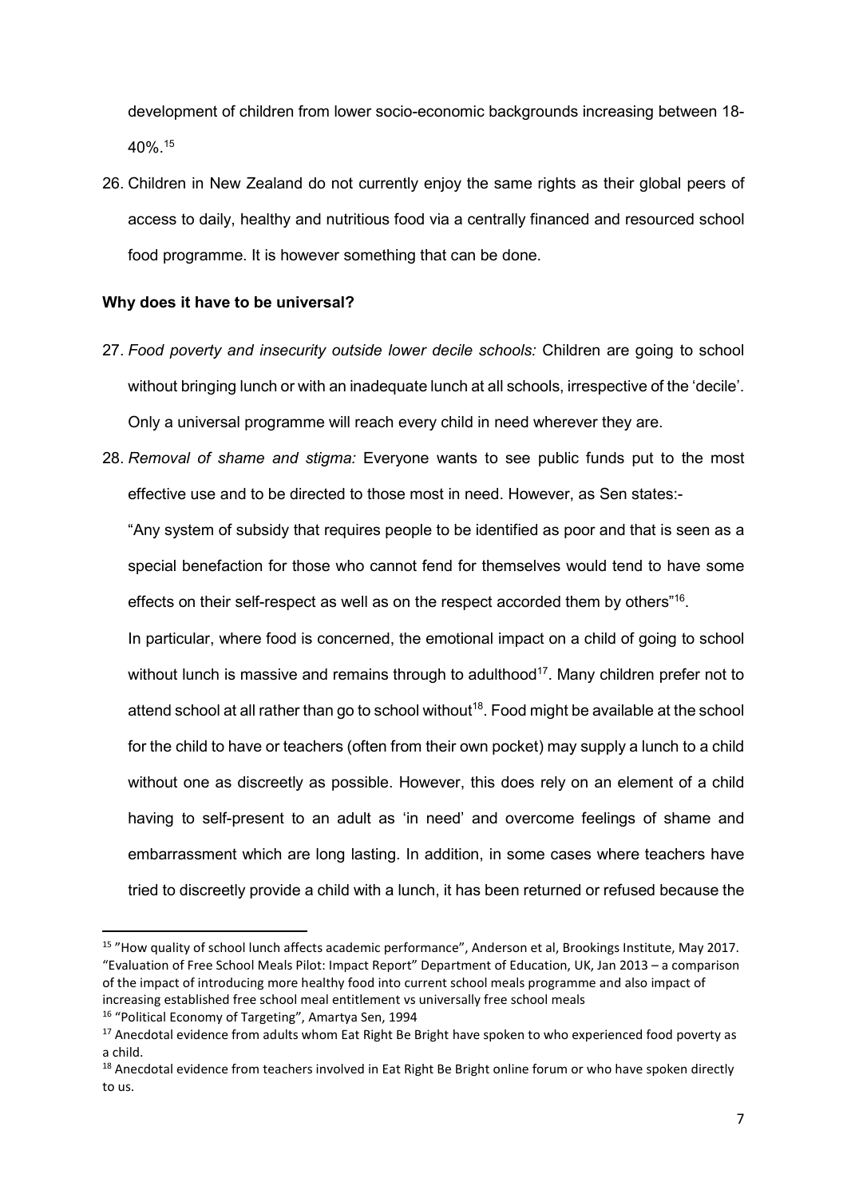development of children from lower socio-economic backgrounds increasing between 18-40%.[15]

26. Children in New Zealand do not currently enjoy the same rights as their global peers of access to daily, healthy and nutritious food via a centrally financed and resourced school food programme. It is however something that can be done.

**Why does it have to be universal?**

27. *Food poverty and insecurity outside lower decile schools:* Children are going to school without bringing lunch or with an inadequate lunch at all schools, irrespective of the 'decile'. Only a universal programme will reach every child in need wherever they are.

28. *Removal of shame and stigma:* Everyone wants to see public funds put to the most effective use and to be directed to those most in need. However, as Sen states:-

    "Any system of subsidy that requires people to be identified as poor and that is seen as a special benefaction for those who cannot fend for themselves would tend to have some effects on their self-respect as well as on the respect accorded them by others"[16].

    In particular, where food is concerned, the emotional impact on a child of going to school without lunch is massive and remains through to adulthood[17]. Many children prefer not to attend school at all rather than go to school without[18]. Food might be available at the school for the child to have or teachers (often from their own pocket) may supply a lunch to a child without one as discreetly as possible. However, this does rely on an element of a child having to self-present to an adult as 'in need' and overcome feelings of shame and embarrassment which are long lasting. In addition, in some cases where teachers have tried to discreetly provide a child with a lunch, it has been returned or refused because the

---

[15] "How quality of school lunch affects academic performance", Anderson et al, Brookings Institute, May 2017. "Evaluation of Free School Meals Pilot: Impact Report" Department of Education, UK, Jan 2013 – a comparison of the impact of introducing more healthy food into current school meals programme and also impact of increasing established free school meal entitlement vs universally free school meals

[16] "Political Economy of Targeting", Amartya Sen, 1994

[17] Anecdotal evidence from adults whom Eat Right Be Bright have spoken to who experienced food poverty as a child.

[18] Anecdotal evidence from teachers involved in Eat Right Be Bright online forum or who have spoken directly to us.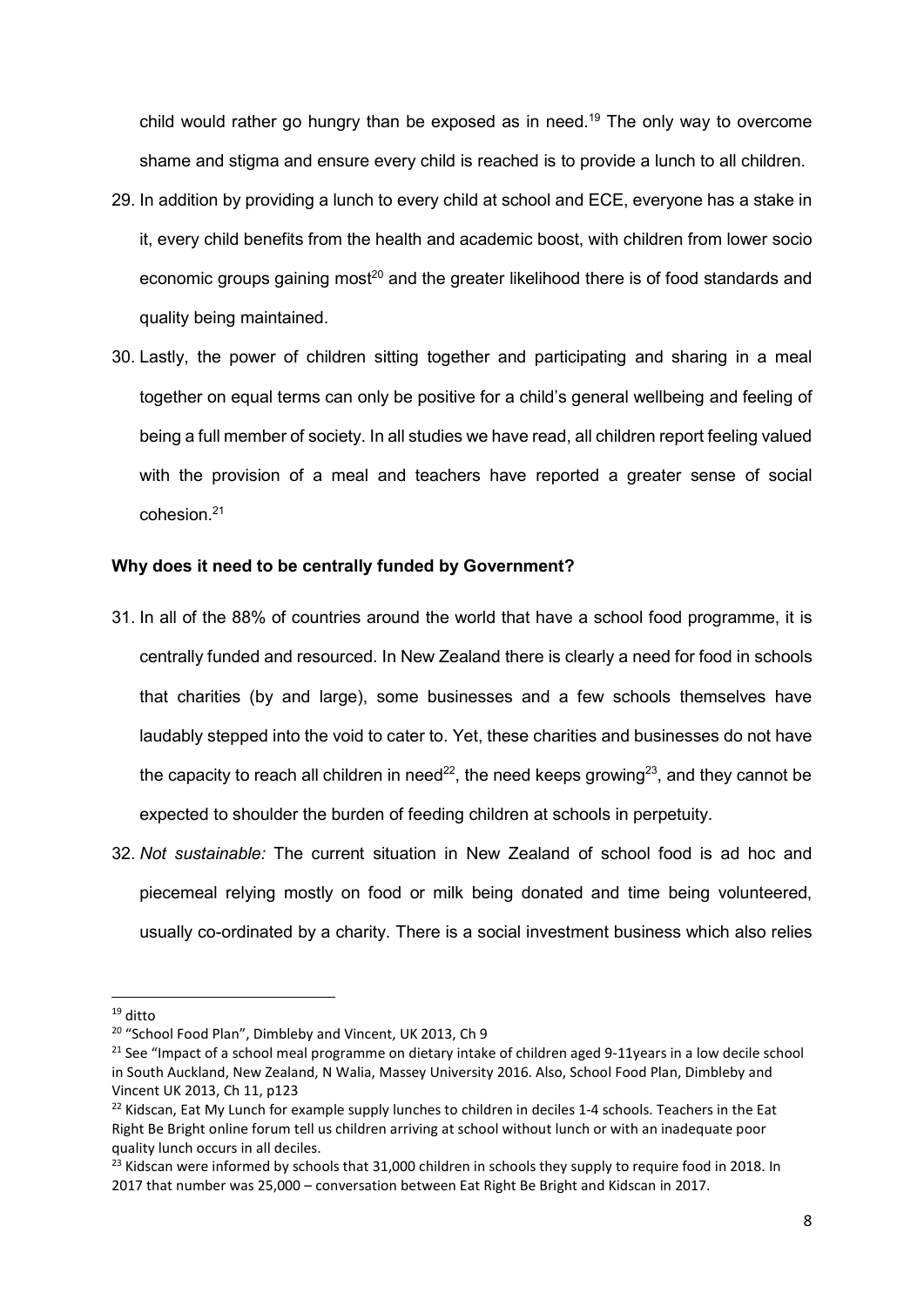child would rather go hungry than be exposed as in need.[19] The only way to overcome shame and stigma and ensure every child is reached is to provide a lunch to all children.

29. In addition by providing a lunch to every child at school and ECE, everyone has a stake in it, every child benefits from the health and academic boost, with children from lower socio economic groups gaining most[20] and the greater likelihood there is of food standards and quality being maintained.

30. Lastly, the power of children sitting together and participating and sharing in a meal together on equal terms can only be positive for a child's general wellbeing and feeling of being a full member of society. In all studies we have read, all children report feeling valued with the provision of a meal and teachers have reported a greater sense of social cohesion.[21]

**Why does it need to be centrally funded by Government?**

31. In all of the 88% of countries around the world that have a school food programme, it is centrally funded and resourced. In New Zealand there is clearly a need for food in schools that charities (by and large), some businesses and a few schools themselves have laudably stepped into the void to cater to. Yet, these charities and businesses do not have the capacity to reach all children in need[22], the need keeps growing[23], and they cannot be expected to shoulder the burden of feeding children at schools in perpetuity.

32. *Not sustainable:* The current situation in New Zealand of school food is ad hoc and piecemeal relying mostly on food or milk being donated and time being volunteered, usually co-ordinated by a charity. There is a social investment business which also relies

---

[19] ditto

[20] "School Food Plan", Dimbleby and Vincent, UK 2013, Ch 9

[21] See "Impact of a school meal programme on dietary intake of children aged 9-11years in a low decile school in South Auckland, New Zealand, N Walia, Massey University 2016. Also, School Food Plan, Dimbleby and Vincent UK 2013, Ch 11, p123

[22] Kidscan, Eat My Lunch for example supply lunches to children in deciles 1-4 schools. Teachers in the Eat Right Be Bright online forum tell us children arriving at school without lunch or with an inadequate poor quality lunch occurs in all deciles.

[23] Kidscan were informed by schools that 31,000 children in schools they supply to require food in 2018. In 2017 that number was 25,000 – conversation between Eat Right Be Bright and Kidscan in 2017.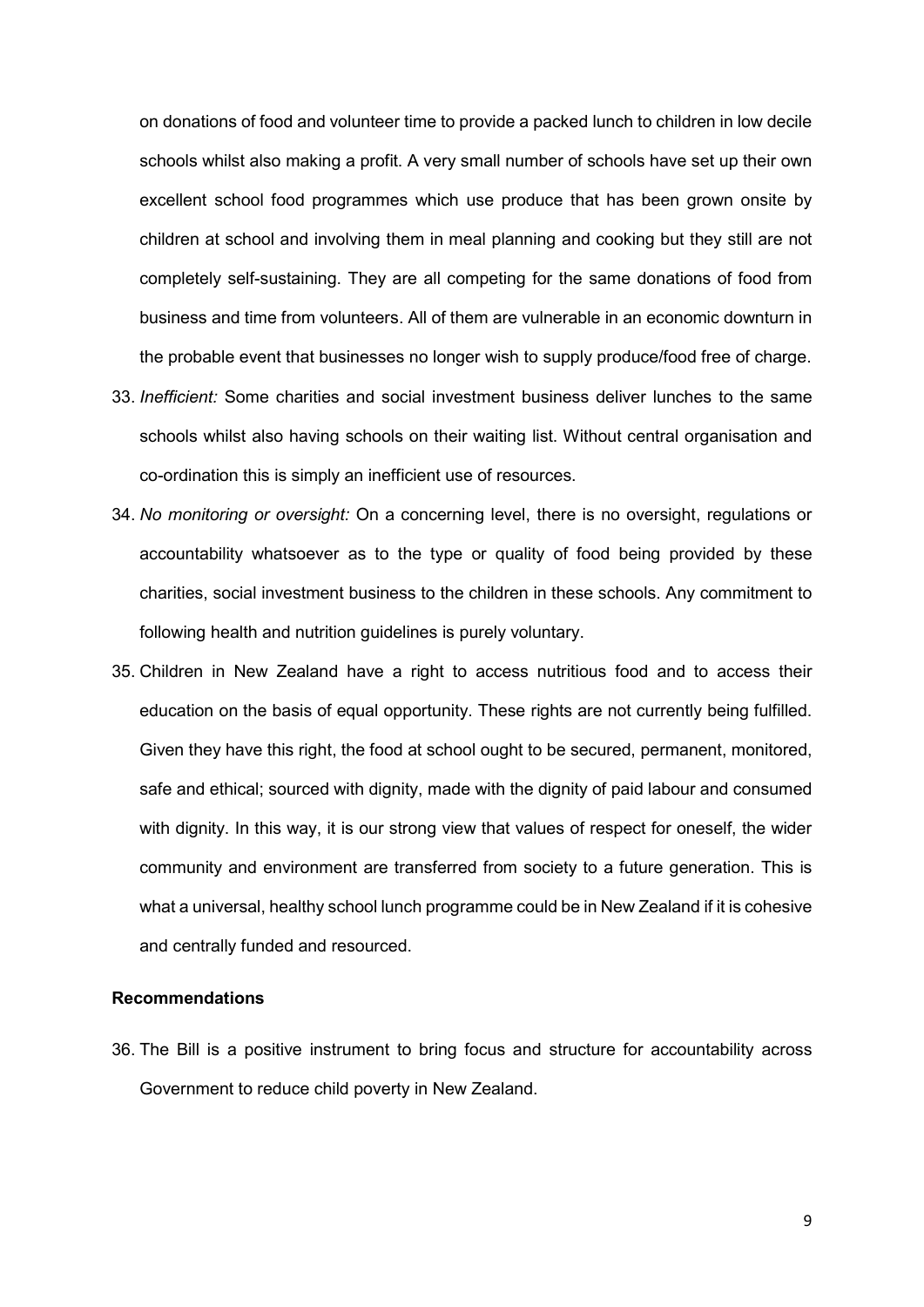on donations of food and volunteer time to provide a packed lunch to children in low decile schools whilst also making a profit. A very small number of schools have set up their own excellent school food programmes which use produce that has been grown onsite by children at school and involving them in meal planning and cooking but they still are not completely self-sustaining. They are all competing for the same donations of food from business and time from volunteers. All of them are vulnerable in an economic downturn in the probable event that businesses no longer wish to supply produce/food free of charge.

33. *Inefficient:* Some charities and social investment business deliver lunches to the same schools whilst also having schools on their waiting list. Without central organisation and co-ordination this is simply an inefficient use of resources.

34. *No monitoring or oversight:* On a concerning level, there is no oversight, regulations or accountability whatsoever as to the type or quality of food being provided by these charities, social investment business to the children in these schools. Any commitment to following health and nutrition guidelines is purely voluntary.

35. Children in New Zealand have a right to access nutritious food and to access their education on the basis of equal opportunity. These rights are not currently being fulfilled. Given they have this right, the food at school ought to be secured, permanent, monitored, safe and ethical; sourced with dignity, made with the dignity of paid labour and consumed with dignity. In this way, it is our strong view that values of respect for oneself, the wider community and environment are transferred from society to a future generation. This is what a universal, healthy school lunch programme could be in New Zealand if it is cohesive and centrally funded and resourced.

**Recommendations**

36. The Bill is a positive instrument to bring focus and structure for accountability across Government to reduce child poverty in New Zealand.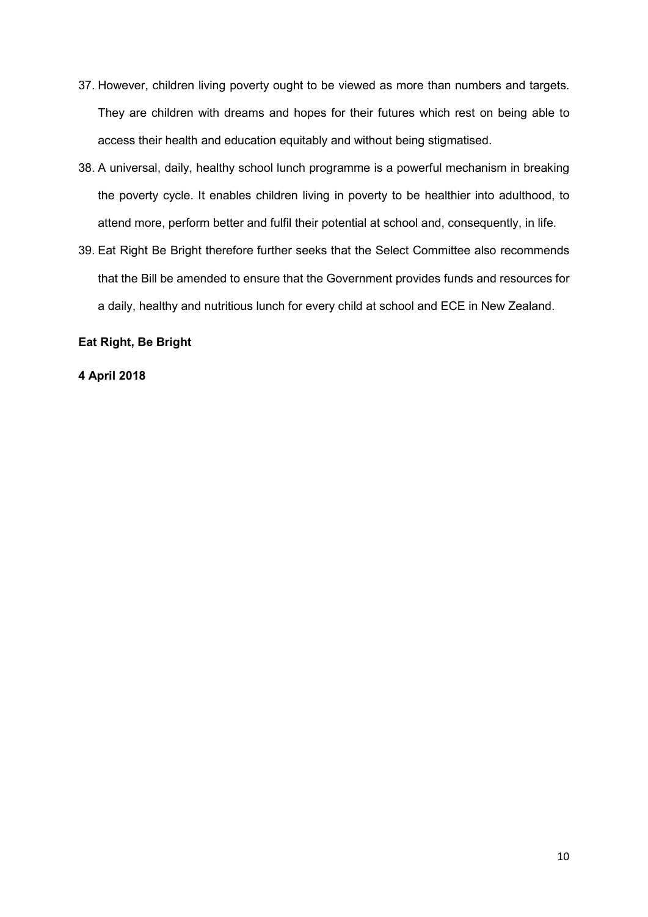37. However, children living poverty ought to be viewed as more than numbers and targets. They are children with dreams and hopes for their futures which rest on being able to access their health and education equitably and without being stigmatised.
38. A universal, daily, healthy school lunch programme is a powerful mechanism in breaking the poverty cycle. It enables children living in poverty to be healthier into adulthood, to attend more, perform better and fulfil their potential at school and, consequently, in life.
39. Eat Right Be Bright therefore further seeks that the Select Committee also recommends that the Bill be amended to ensure that the Government provides funds and resources for a daily, healthy and nutritious lunch for every child at school and ECE in New Zealand.

**Eat Right, Be Bright**

**4 April 2018**